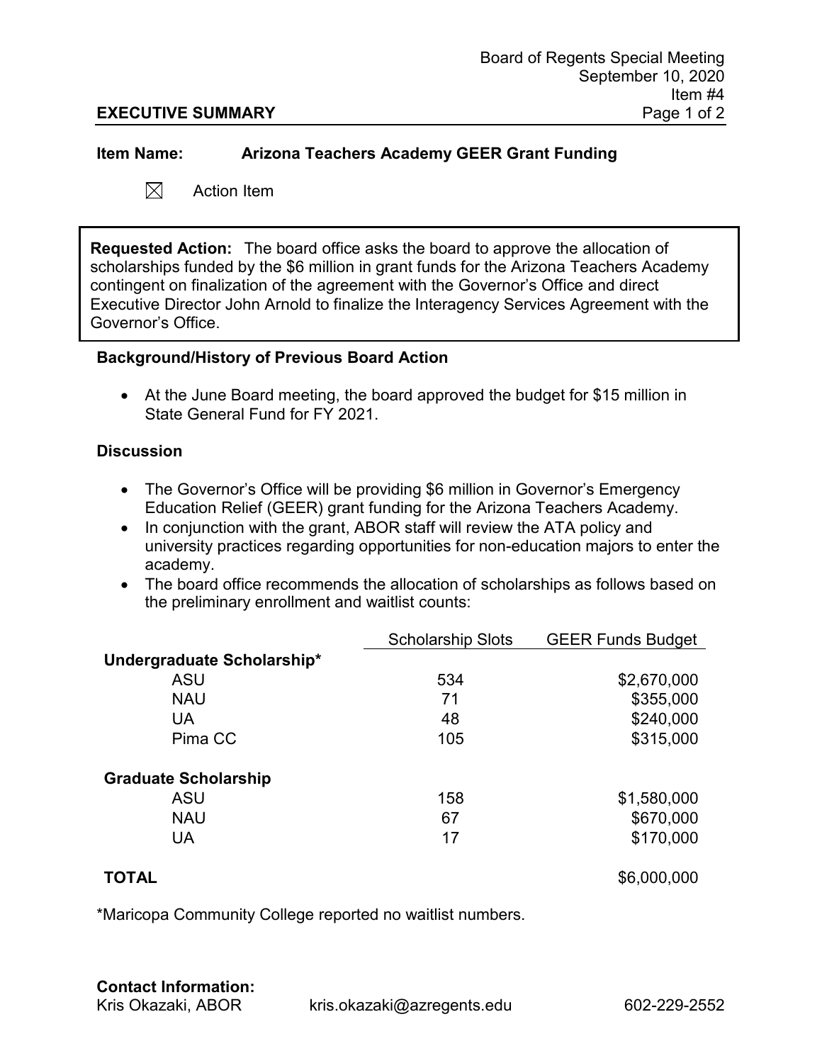Board of Regents Special Meeting
September 10, 2020
Item #4

**EXECUTIVE SUMMARY**

**Item Name:** **Arizona Teachers Academy GEER Grant Funding**

☒ Action Item

**Requested Action:** The board office asks the board to approve the allocation of scholarships funded by the $6 million in grant funds for the Arizona Teachers Academy contingent on finalization of the agreement with the Governor's Office and direct Executive Director John Arnold to finalize the Interagency Services Agreement with the Governor's Office.

### Background/History of Previous Board Action

- At the June Board meeting, the board approved the budget for $15 million in State General Fund for FY 2021.

### Discussion

- The Governor's Office will be providing $6 million in Governor's Emergency Education Relief (GEER) grant funding for the Arizona Teachers Academy.
- In conjunction with the grant, ABOR staff will review the ATA policy and university practices regarding opportunities for non-education majors to enter the academy.
- The board office recommends the allocation of scholarships as follows based on the preliminary enrollment and waitlist counts:

| | Scholarship Slots | GEER Funds Budget |
|---|---|---|
| **Undergraduate Scholarship*** | | |
| ASU | 534 | $2,670,000 |
| NAU | 71 | $355,000 |
| UA | 48 | $240,000 |
| Pima CC | 105 | $315,000 |
| **Graduate Scholarship** | | |
| ASU | 158 | $1,580,000 |
| NAU | 67 | $670,000 |
| UA | 17 | $170,000 |
| **TOTAL** | | $6,000,000 |

*Maricopa Community College reported no waitlist numbers.

**Contact Information:**
Kris Okazaki, ABOR kris.okazaki@azregents.edu 602-229-2552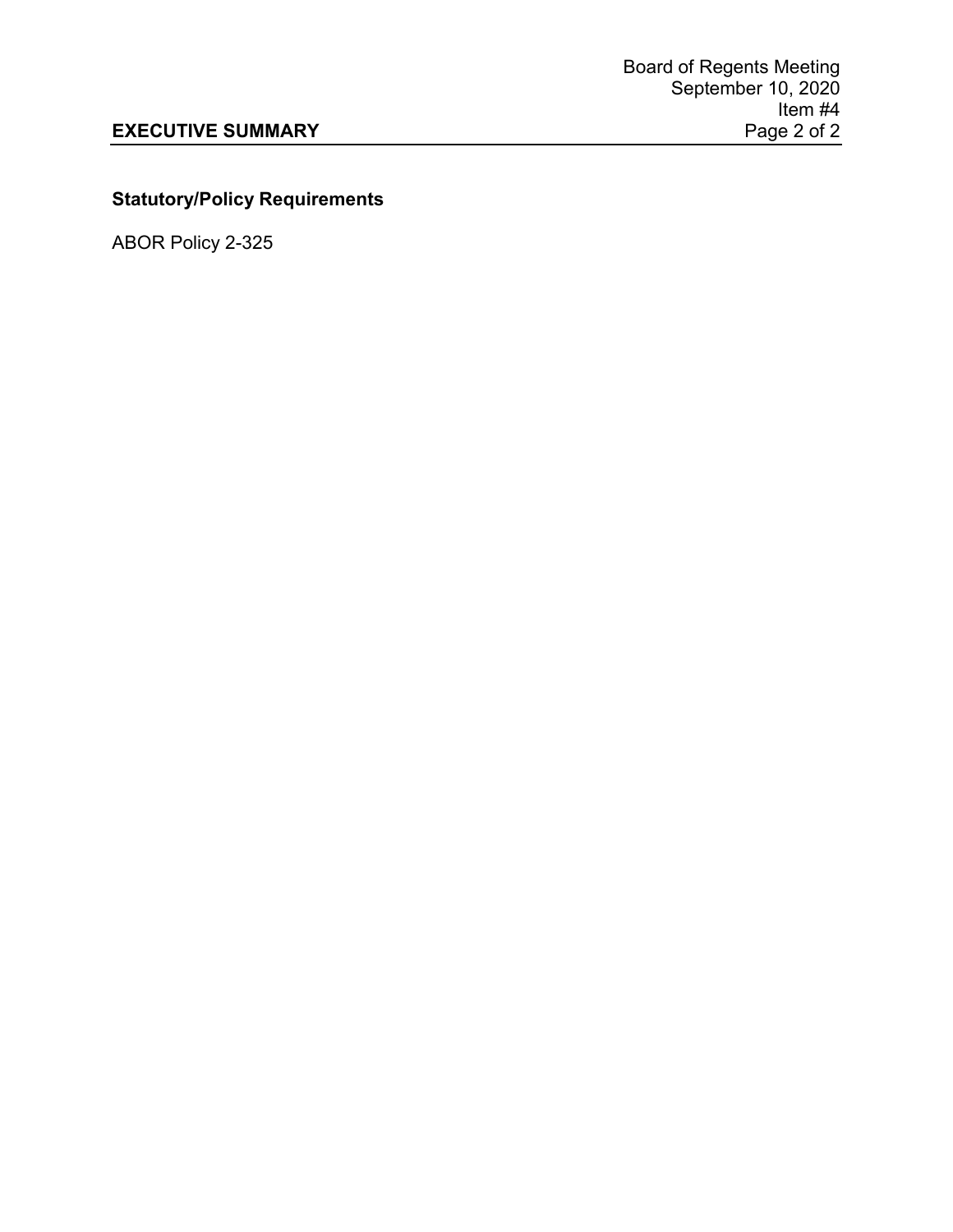**Statutory/Policy Requirements**

ABOR Policy 2-325